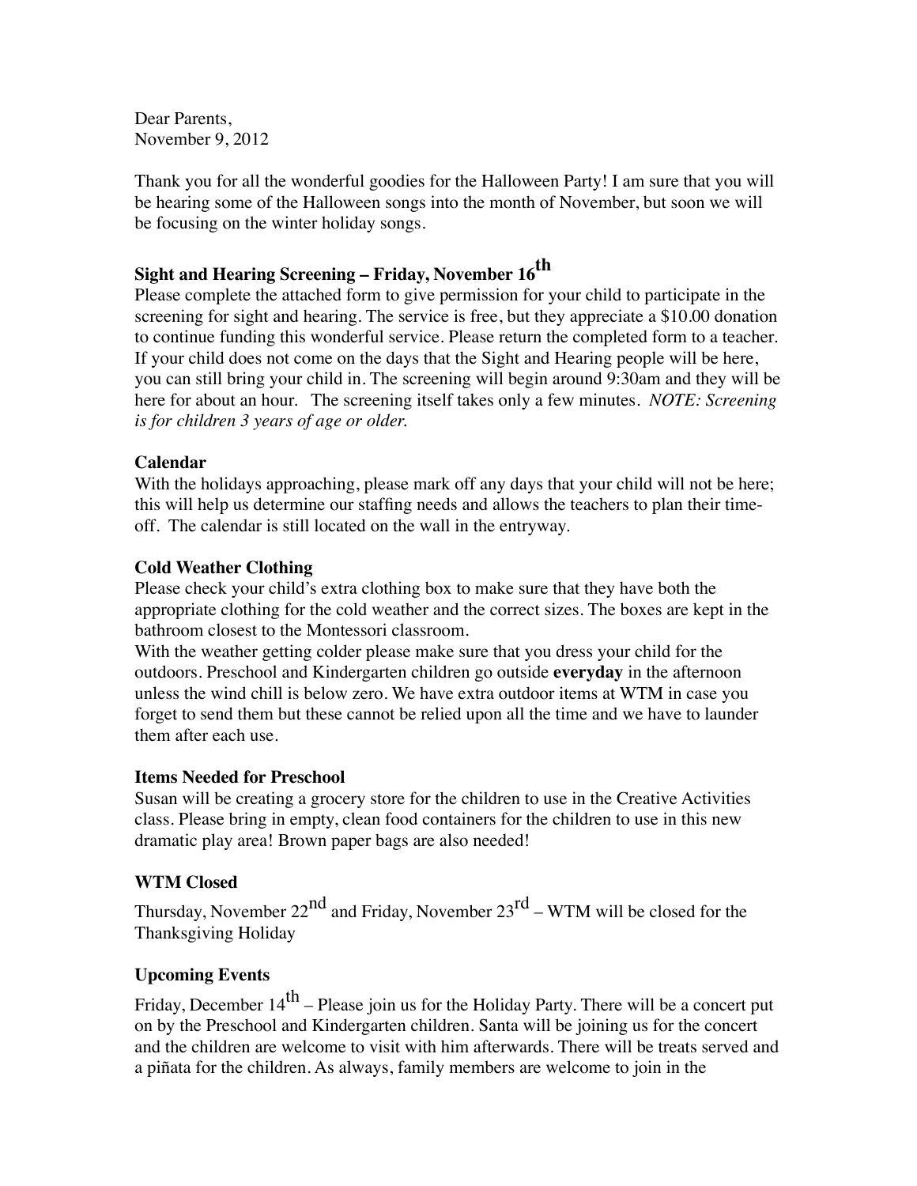Dear Parents,
November 9, 2012

Thank you for all the wonderful goodies for the Halloween Party! I am sure that you will be hearing some of the Halloween songs into the month of November, but soon we will be focusing on the winter holiday songs.

**Sight and Hearing Screening – Friday, November 16th**

Please complete the attached form to give permission for your child to participate in the screening for sight and hearing. The service is free, but they appreciate a $10.00 donation to continue funding this wonderful service. Please return the completed form to a teacher. If your child does not come on the days that the Sight and Hearing people will be here, you can still bring your child in. The screening will begin around 9:30am and they will be here for about an hour. The screening itself takes only a few minutes. *NOTE: Screening is for children 3 years of age or older.*

**Calendar**

With the holidays approaching, please mark off any days that your child will not be here; this will help us determine our staffing needs and allows the teachers to plan their time-off. The calendar is still located on the wall in the entryway.

**Cold Weather Clothing**

Please check your child's extra clothing box to make sure that they have both the appropriate clothing for the cold weather and the correct sizes. The boxes are kept in the bathroom closest to the Montessori classroom.

With the weather getting colder please make sure that you dress your child for the outdoors. Preschool and Kindergarten children go outside **everyday** in the afternoon unless the wind chill is below zero. We have extra outdoor items at WTM in case you forget to send them but these cannot be relied upon all the time and we have to launder them after each use.

**Items Needed for Preschool**

Susan will be creating a grocery store for the children to use in the Creative Activities class. Please bring in empty, clean food containers for the children to use in this new dramatic play area! Brown paper bags are also needed!

**WTM Closed**

Thursday, November 22nd and Friday, November 23rd – WTM will be closed for the Thanksgiving Holiday

**Upcoming Events**

Friday, December 14th – Please join us for the Holiday Party. There will be a concert put on by the Preschool and Kindergarten children. Santa will be joining us for the concert and the children are welcome to visit with him afterwards. There will be treats served and a piñata for the children. As always, family members are welcome to join in the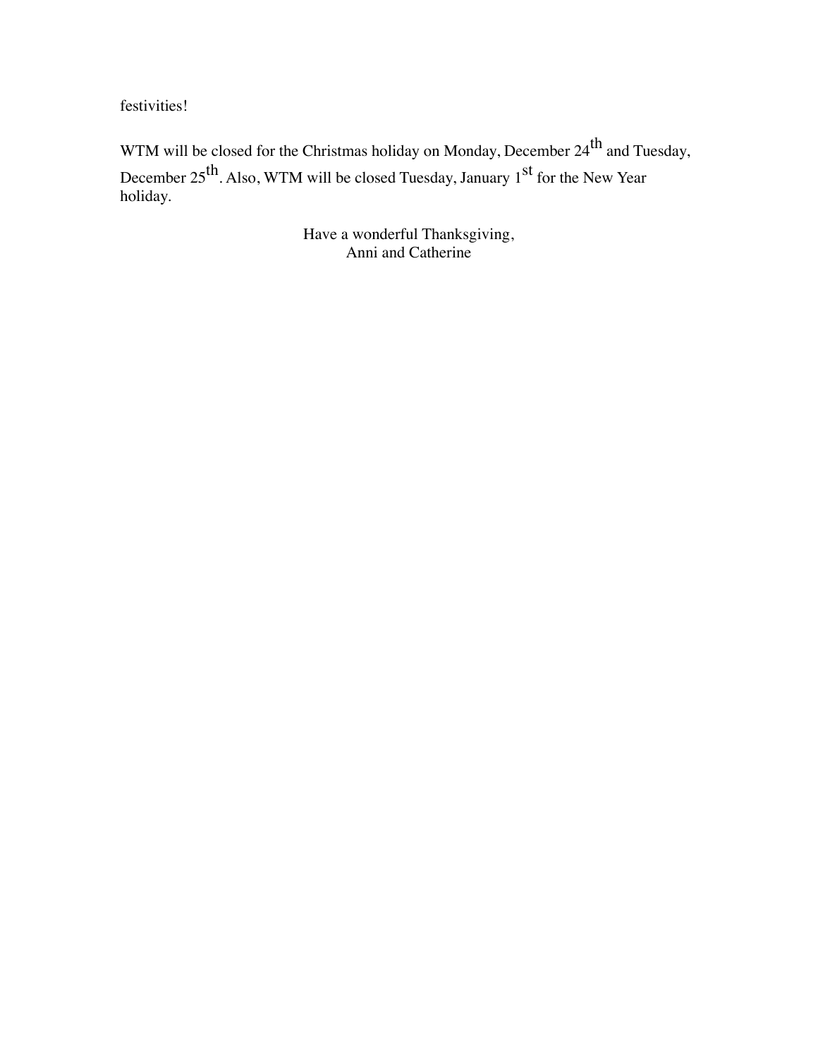festivities!

WTM will be closed for the Christmas holiday on Monday, December 24th and Tuesday, December 25th. Also, WTM will be closed Tuesday, January 1st for the New Year holiday.

Have a wonderful Thanksgiving,
Anni and Catherine